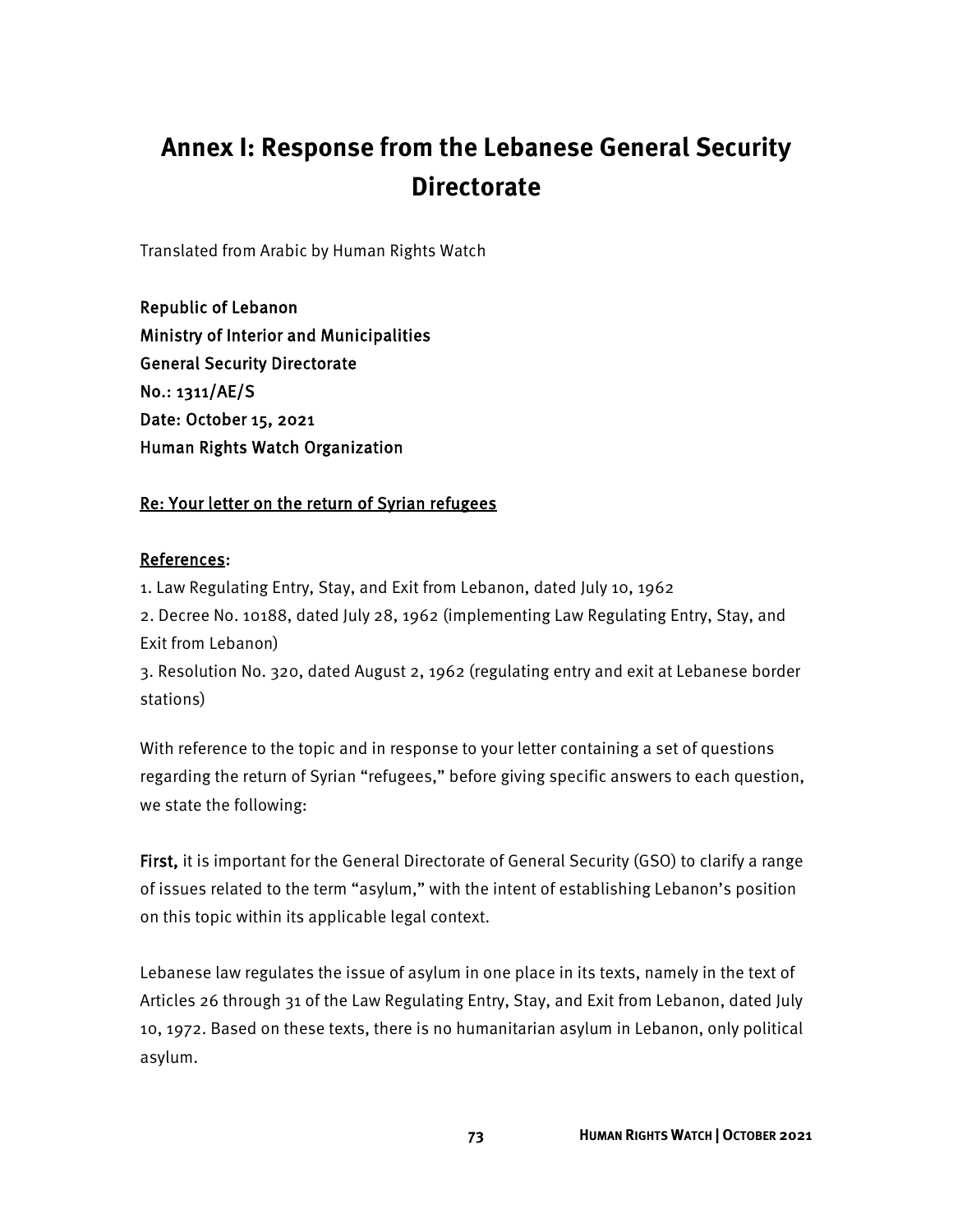# Annex I: Response from the Lebanese General Security Directorate

Translated from Arabic by Human Rights Watch

Republic of Lebanon
Ministry of Interior and Municipalities
General Security Directorate
No.: 1311/AE/S
Date: October 15, 2021
Human Rights Watch Organization

Re: Your letter on the return of Syrian refugees

References:

1. Law Regulating Entry, Stay, and Exit from Lebanon, dated July 10, 1962
2. Decree No. 10188, dated July 28, 1962 (implementing Law Regulating Entry, Stay, and Exit from Lebanon)
3. Resolution No. 320, dated August 2, 1962 (regulating entry and exit at Lebanese border stations)

With reference to the topic and in response to your letter containing a set of questions regarding the return of Syrian "refugees," before giving specific answers to each question, we state the following:

**First,** it is important for the General Directorate of General Security (GSO) to clarify a range of issues related to the term "asylum," with the intent of establishing Lebanon's position on this topic within its applicable legal context.

Lebanese law regulates the issue of asylum in one place in its texts, namely in the text of Articles 26 through 31 of the Law Regulating Entry, Stay, and Exit from Lebanon, dated July 10, 1972. Based on these texts, there is no humanitarian asylum in Lebanon, only political asylum.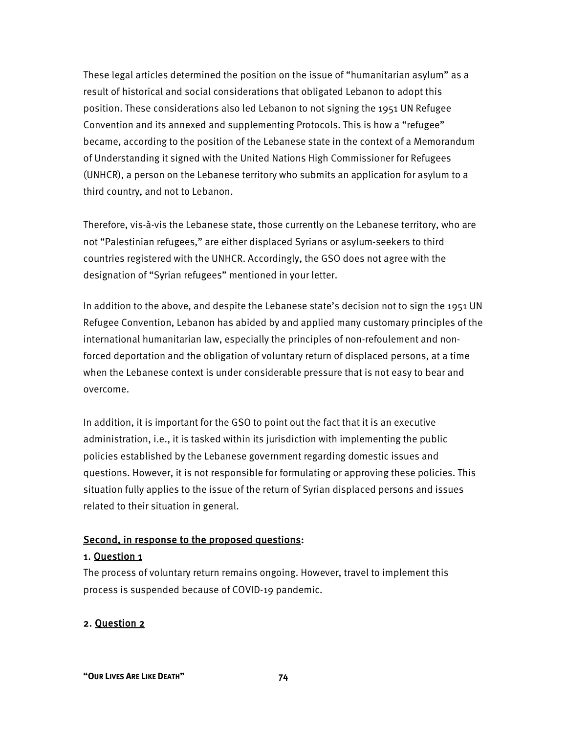These legal articles determined the position on the issue of "humanitarian asylum" as a result of historical and social considerations that obligated Lebanon to adopt this position. These considerations also led Lebanon to not signing the 1951 UN Refugee Convention and its annexed and supplementing Protocols. This is how a "refugee" became, according to the position of the Lebanese state in the context of a Memorandum of Understanding it signed with the United Nations High Commissioner for Refugees (UNHCR), a person on the Lebanese territory who submits an application for asylum to a third country, and not to Lebanon.

Therefore, vis-à-vis the Lebanese state, those currently on the Lebanese territory, who are not "Palestinian refugees," are either displaced Syrians or asylum-seekers to third countries registered with the UNHCR. Accordingly, the GSO does not agree with the designation of "Syrian refugees" mentioned in your letter.

In addition to the above, and despite the Lebanese state's decision not to sign the 1951 UN Refugee Convention, Lebanon has abided by and applied many customary principles of the international humanitarian law, especially the principles of non-refoulement and non-forced deportation and the obligation of voluntary return of displaced persons, at a time when the Lebanese context is under considerable pressure that is not easy to bear and overcome.

In addition, it is important for the GSO to point out the fact that it is an executive administration, i.e., it is tasked within its jurisdiction with implementing the public policies established by the Lebanese government regarding domestic issues and questions. However, it is not responsible for formulating or approving these policies. This situation fully applies to the issue of the return of Syrian displaced persons and issues related to their situation in general.

<u>Second, in response to the proposed questions</u>:

**1.** <u>Question 1</u>

The process of voluntary return remains ongoing. However, travel to implement this process is suspended because of COVID-19 pandemic.

**2.** <u>Question 2</u>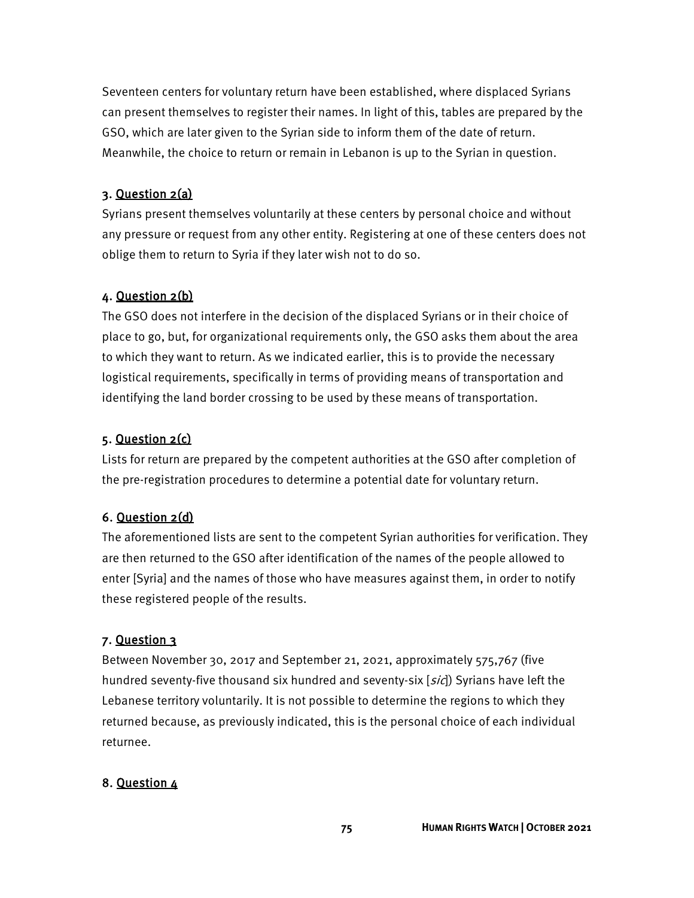Seventeen centers for voluntary return have been established, where displaced Syrians can present themselves to register their names. In light of this, tables are prepared by the GSO, which are later given to the Syrian side to inform them of the date of return. Meanwhile, the choice to return or remain in Lebanon is up to the Syrian in question.

3. <u>Question 2(a)</u>

Syrians present themselves voluntarily at these centers by personal choice and without any pressure or request from any other entity. Registering at one of these centers does not oblige them to return to Syria if they later wish not to do so.

4. <u>Question 2(b)</u>

The GSO does not interfere in the decision of the displaced Syrians or in their choice of place to go, but, for organizational requirements only, the GSO asks them about the area to which they want to return. As we indicated earlier, this is to provide the necessary logistical requirements, specifically in terms of providing means of transportation and identifying the land border crossing to be used by these means of transportation.

5. <u>Question 2(c)</u>

Lists for return are prepared by the competent authorities at the GSO after completion of the pre-registration procedures to determine a potential date for voluntary return.

6. <u>Question 2(d)</u>

The aforementioned lists are sent to the competent Syrian authorities for verification. They are then returned to the GSO after identification of the names of the people allowed to enter [Syria] and the names of those who have measures against them, in order to notify these registered people of the results.

7. <u>Question 3</u>

Between November 30, 2017 and September 21, 2021, approximately 575,767 (five hundred seventy-five thousand six hundred and seventy-six [*sic*]) Syrians have left the Lebanese territory voluntarily. It is not possible to determine the regions to which they returned because, as previously indicated, this is the personal choice of each individual returnee.

8. <u>Question 4</u>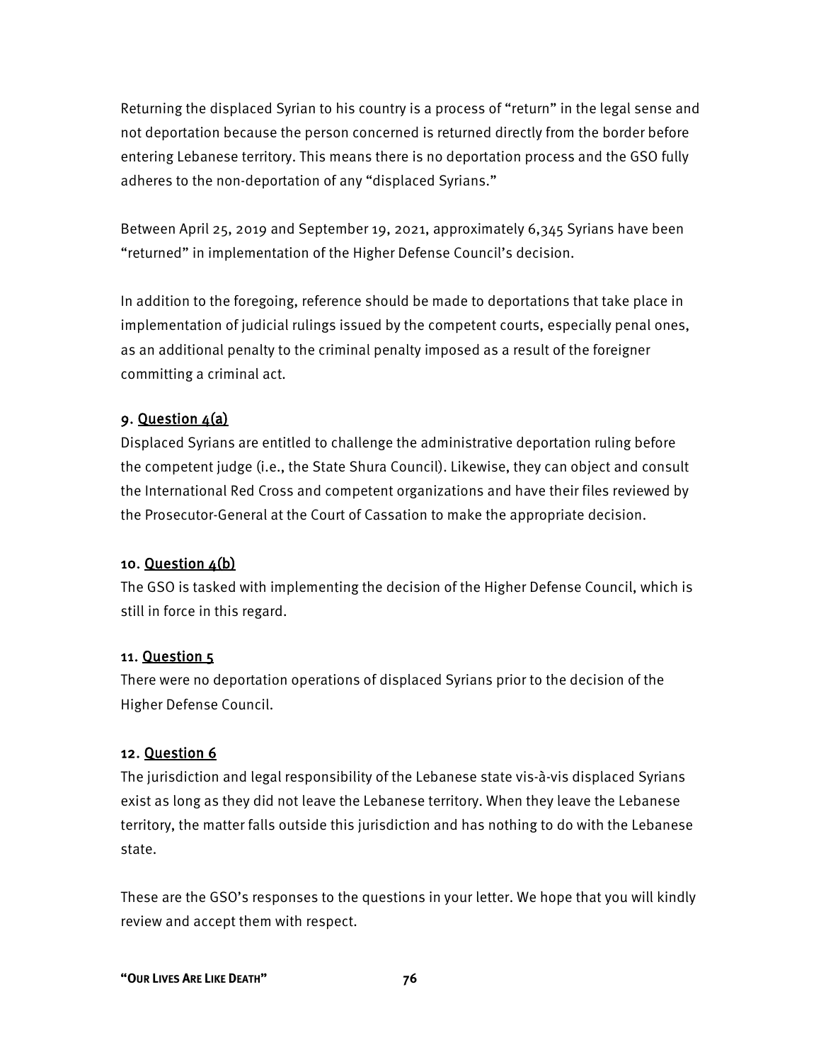Returning the displaced Syrian to his country is a process of "return" in the legal sense and not deportation because the person concerned is returned directly from the border before entering Lebanese territory. This means there is no deportation process and the GSO fully adheres to the non-deportation of any "displaced Syrians."

Between April 25, 2019 and September 19, 2021, approximately 6,345 Syrians have been "returned" in implementation of the Higher Defense Council's decision.

In addition to the foregoing, reference should be made to deportations that take place in implementation of judicial rulings issued by the competent courts, especially penal ones, as an additional penalty to the criminal penalty imposed as a result of the foreigner committing a criminal act.

### 9. Question 4(a)

Displaced Syrians are entitled to challenge the administrative deportation ruling before the competent judge (i.e., the State Shura Council). Likewise, they can object and consult the International Red Cross and competent organizations and have their files reviewed by the Prosecutor-General at the Court of Cassation to make the appropriate decision.

### 10. Question 4(b)

The GSO is tasked with implementing the decision of the Higher Defense Council, which is still in force in this regard.

### 11. Question 5

There were no deportation operations of displaced Syrians prior to the decision of the Higher Defense Council.

### 12. Question 6

The jurisdiction and legal responsibility of the Lebanese state vis-à-vis displaced Syrians exist as long as they did not leave the Lebanese territory. When they leave the Lebanese territory, the matter falls outside this jurisdiction and has nothing to do with the Lebanese state.

These are the GSO's responses to the questions in your letter. We hope that you will kindly review and accept them with respect.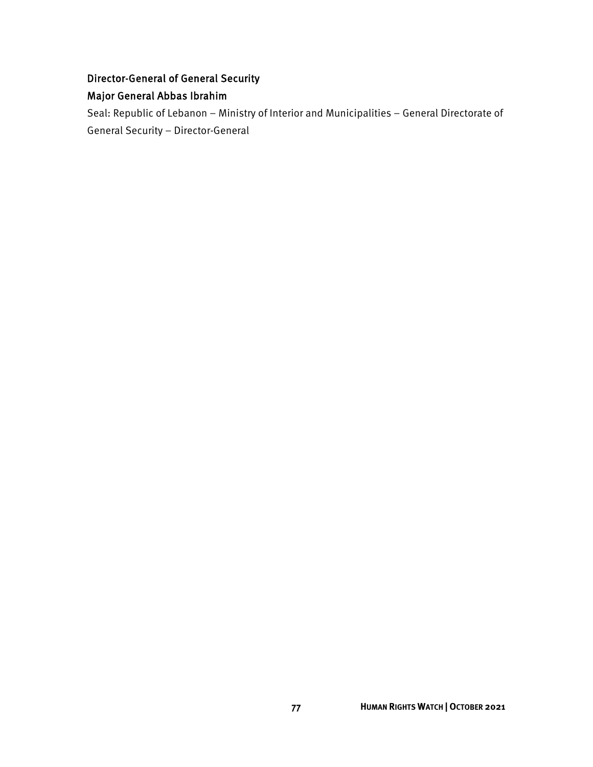**Director-General of General Security**

**Major General Abbas Ibrahim**

Seal: Republic of Lebanon – Ministry of Interior and Municipalities – General Directorate of General Security – Director-General